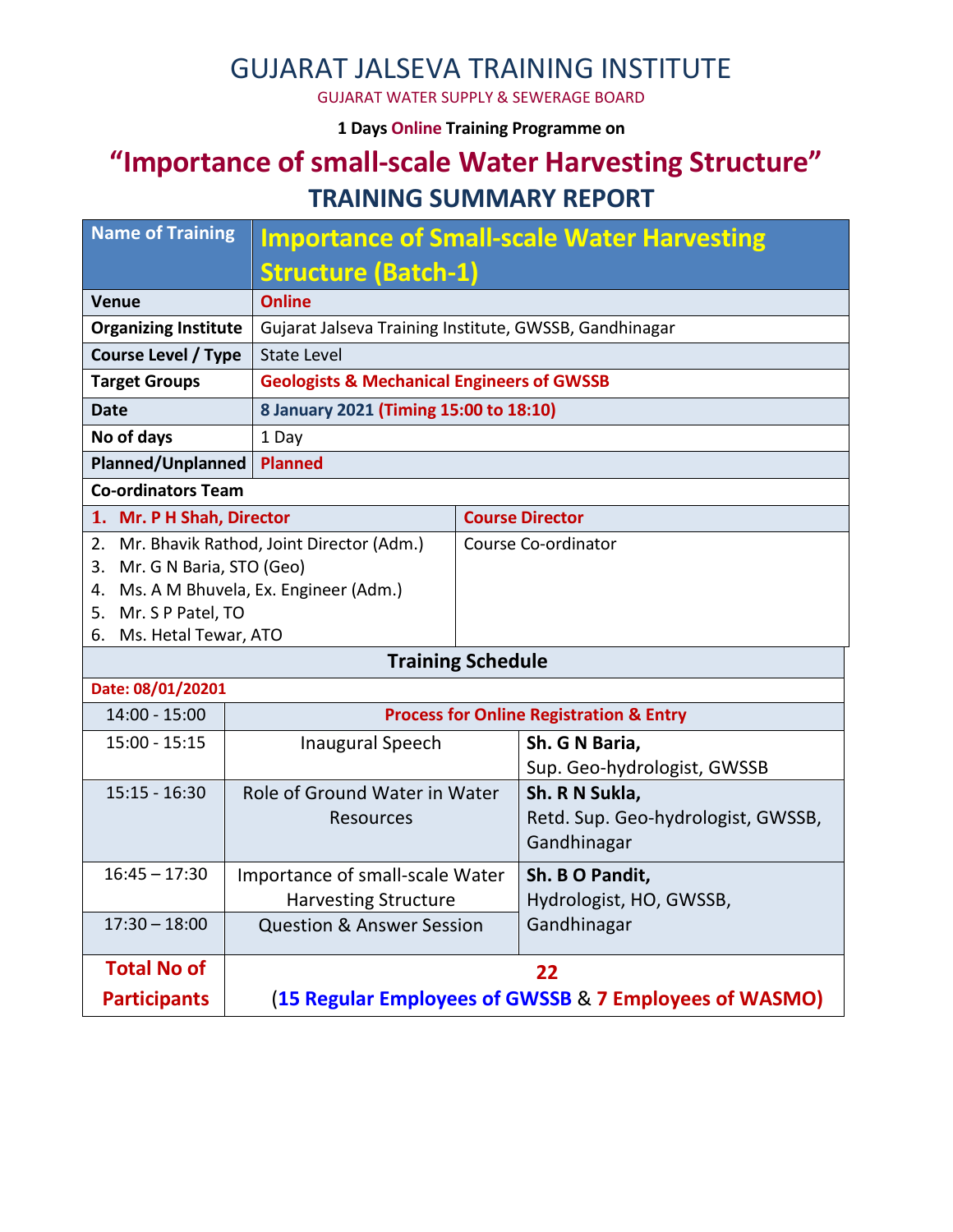# GUJARAT JALSEVA TRAINING INSTITUTE

GUJARAT WATER SUPPLY & SEWERAGE BOARD

**1 Days Online Training Programme on**

## "Importance of small-scale Water Harvesting Structure"

## TRAINING SUMMARY REPORT

| Name of Training | Importance of Small-scale Water Harvesting Structure (Batch-1) |
|---|---|
| **Venue** | **Online** |
| **Organizing Institute** | Gujarat Jalseva Training Institute, GWSSB, Gandhinagar |
| **Course Level / Type** | State Level |
| **Target Groups** | **Geologists & Mechanical Engineers of GWSSB** |
| **Date** | **8 January 2021 (Timing 15:00 to 18:10)** |
| **No of days** | 1 Day |
| **Planned/Unplanned** | **Planned** |

**Co-ordinators Team**

| | |
|---|---|
| **1. Mr. P H Shah, Director** | **Course Director** |
| 2. Mr. Bhavik Rathod, Joint Director (Adm.)<br>3. Mr. G N Baria, STO (Geo)<br>4. Ms. A M Bhuvela, Ex. Engineer (Adm.)<br>5. Mr. S P Patel, TO<br>6. Ms. Hetal Tewar, ATO | Course Co-ordinator |

**Training Schedule**

**Date: 08/01/20201**

| | | |
|---|---|---|
| 14:00 - 15:00 | **Process for Online Registration & Entry** | |
| 15:00 - 15:15 | Inaugural Speech | **Sh. G N Baria,**<br>Sup. Geo-hydrologist, GWSSB |
| 15:15 - 16:30 | Role of Ground Water in Water Resources | **Sh. R N Sukla,**<br>Retd. Sup. Geo-hydrologist, GWSSB, Gandhinagar |
| 16:45 – 17:30 | Importance of small-scale Water Harvesting Structure | **Sh. B O Pandit,**<br>Hydrologist, HO, GWSSB, Gandhinagar |
| 17:30 – 18:00 | Question & Answer Session | |
| **Total No of Participants** | **22**<br>(**15 Regular Employees of GWSSB** & **7 Employees of WASMO)** | |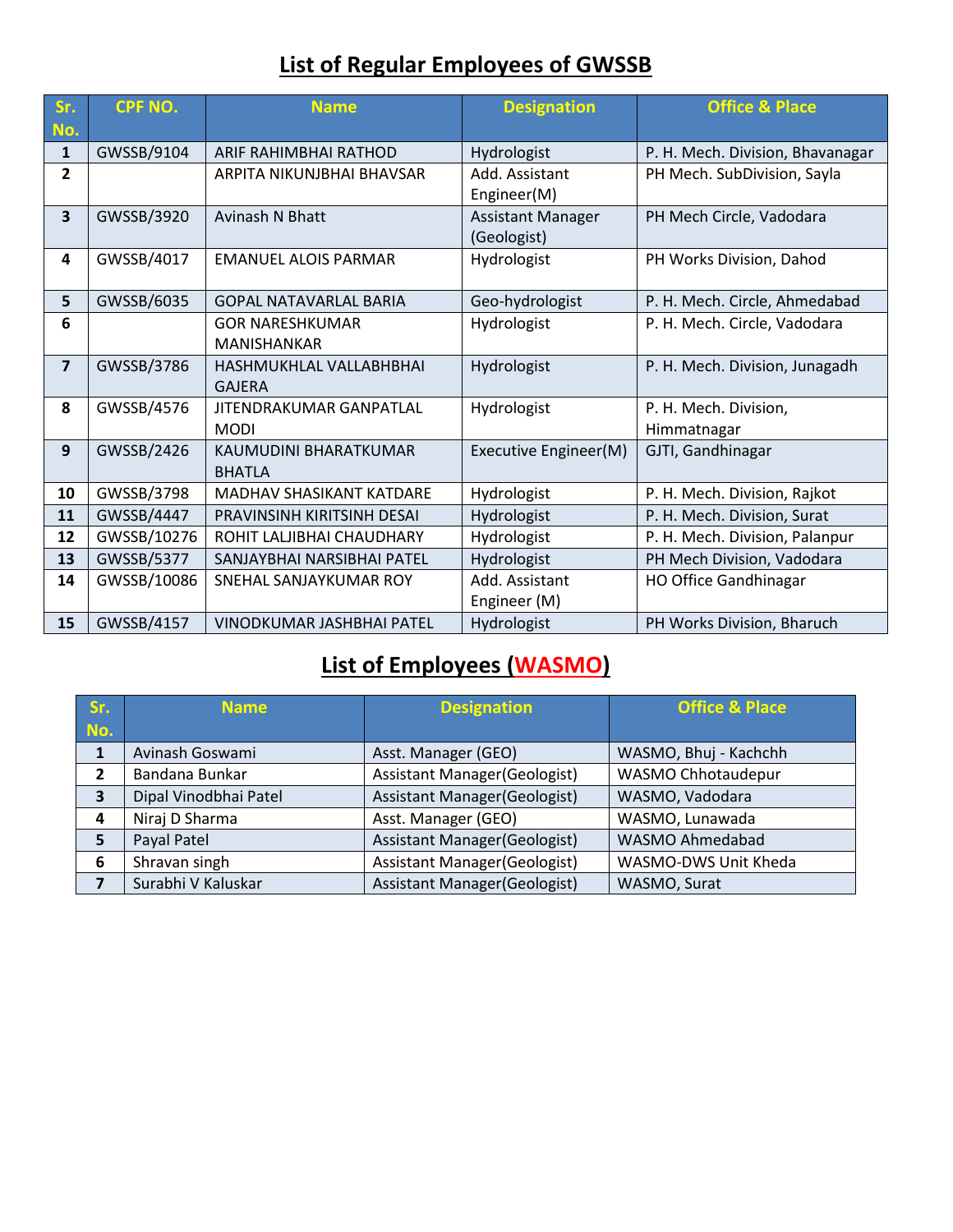# List of Regular Employees of GWSSB

| Sr. No. | CPF NO. | Name | Designation | Office & Place |
|---|---|---|---|---|
| 1 | GWSSB/9104 | ARIF RAHIMBHAI RATHOD | Hydrologist | P. H. Mech. Division, Bhavanagar |
| 2 | | ARPITA NIKUNJBHAI BHAVSAR | Add. Assistant Engineer(M) | PH Mech. SubDivision, Sayla |
| 3 | GWSSB/3920 | Avinash N Bhatt | Assistant Manager (Geologist) | PH Mech Circle, Vadodara |
| 4 | GWSSB/4017 | EMANUEL ALOIS PARMAR | Hydrologist | PH Works Division, Dahod |
| 5 | GWSSB/6035 | GOPAL NATAVARLAL BARIA | Geo-hydrologist | P. H. Mech. Circle, Ahmedabad |
| 6 | | GOR NARESHKUMAR MANISHANKAR | Hydrologist | P. H. Mech. Circle, Vadodara |
| 7 | GWSSB/3786 | HASHMUKHLAL VALLABHBHAI GAJERA | Hydrologist | P. H. Mech. Division, Junagadh |
| 8 | GWSSB/4576 | JITENDRAKUMAR GANPATLAL MODI | Hydrologist | P. H. Mech. Division, Himmatnagar |
| 9 | GWSSB/2426 | KAUMUDINI BHARATKUMAR BHATLA | Executive Engineer(M) | GJTI, Gandhinagar |
| 10 | GWSSB/3798 | MADHAV SHASIKANT KATDARE | Hydrologist | P. H. Mech. Division, Rajkot |
| 11 | GWSSB/4447 | PRAVINSINH KIRITSINH DESAI | Hydrologist | P. H. Mech. Division, Surat |
| 12 | GWSSB/10276 | ROHIT LALJIBHAI CHAUDHARY | Hydrologist | P. H. Mech. Division, Palanpur |
| 13 | GWSSB/5377 | SANJAYBHAI NARSIBHAI PATEL | Hydrologist | PH Mech Division, Vadodara |
| 14 | GWSSB/10086 | SNEHAL SANJAYKUMAR ROY | Add. Assistant Engineer (M) | HO Office Gandhinagar |
| 15 | GWSSB/4157 | VINODKUMAR JASHBHAI PATEL | Hydrologist | PH Works Division, Bharuch |

# List of Employees (WASMO)

| Sr. No. | Name | Designation | Office & Place |
|---|---|---|---|
| 1 | Avinash Goswami | Asst. Manager (GEO) | WASMO, Bhuj - Kachchh |
| 2 | Bandana Bunkar | Assistant Manager(Geologist) | WASMO Chhotaudepur |
| 3 | Dipal Vinodbhai Patel | Assistant Manager(Geologist) | WASMO, Vadodara |
| 4 | Niraj D Sharma | Asst. Manager (GEO) | WASMO, Lunawada |
| 5 | Payal Patel | Assistant Manager(Geologist) | WASMO Ahmedabad |
| 6 | Shravan singh | Assistant Manager(Geologist) | WASMO-DWS Unit Kheda |
| 7 | Surabhi V Kaluskar | Assistant Manager(Geologist) | WASMO, Surat |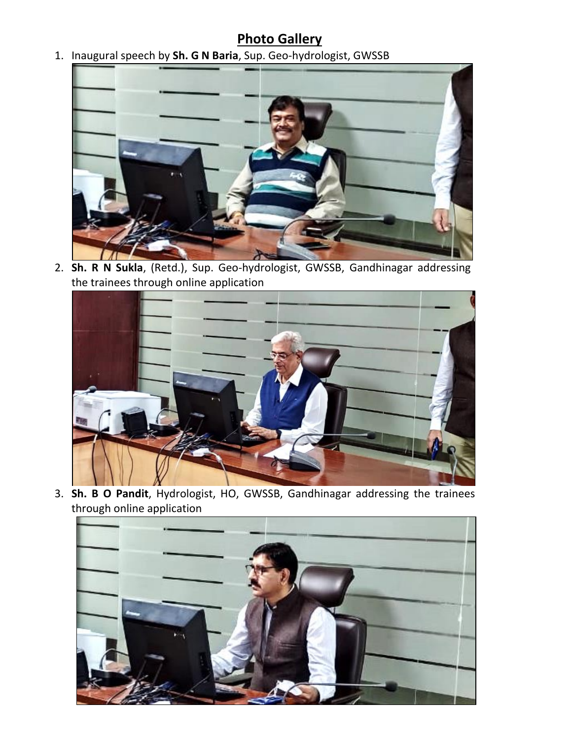## Photo Gallery

1. Inaugural speech by **Sh. G N Baria**, Sup. Geo-hydrologist, GWSSB

2. **Sh. R N Sukla**, (Retd.), Sup. Geo-hydrologist, GWSSB, Gandhinagar addressing the trainees through online application

3. **Sh. B O Pandit**, Hydrologist, HO, GWSSB, Gandhinagar addressing the trainees through online application